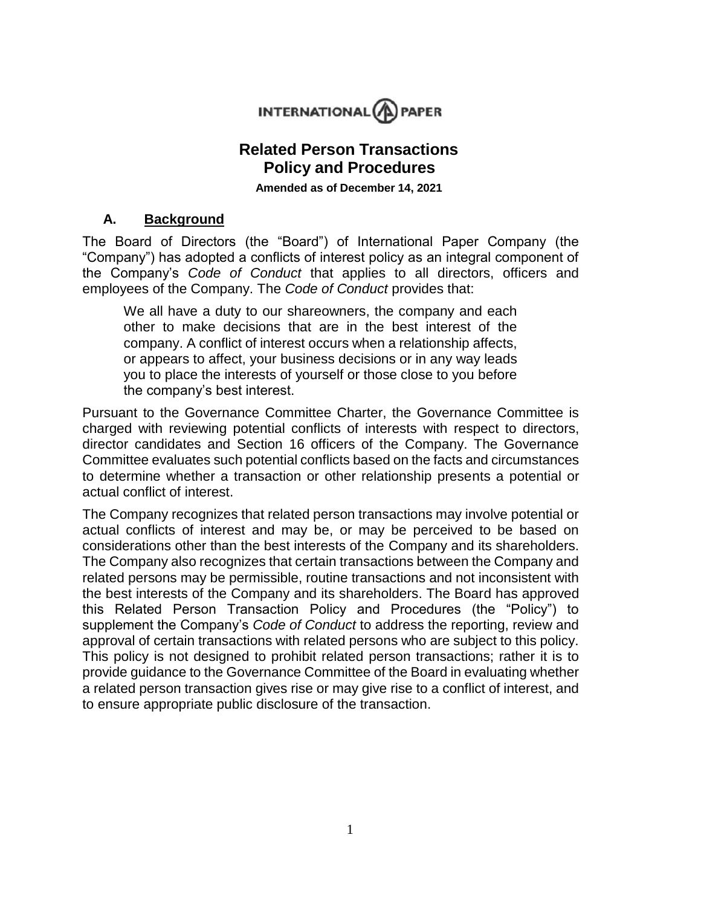INTERNATIONAL PAPER

# Related Person Transactions Policy and Procedures

**Amended as of December 14, 2021**

## A. Background

The Board of Directors (the "Board") of International Paper Company (the "Company") has adopted a conflicts of interest policy as an integral component of the Company's *Code of Conduct* that applies to all directors, officers and employees of the Company. The *Code of Conduct* provides that:

> We all have a duty to our shareowners, the company and each other to make decisions that are in the best interest of the company. A conflict of interest occurs when a relationship affects, or appears to affect, your business decisions or in any way leads you to place the interests of yourself or those close to you before the company's best interest.

Pursuant to the Governance Committee Charter, the Governance Committee is charged with reviewing potential conflicts of interests with respect to directors, director candidates and Section 16 officers of the Company. The Governance Committee evaluates such potential conflicts based on the facts and circumstances to determine whether a transaction or other relationship presents a potential or actual conflict of interest.

The Company recognizes that related person transactions may involve potential or actual conflicts of interest and may be, or may be perceived to be based on considerations other than the best interests of the Company and its shareholders. The Company also recognizes that certain transactions between the Company and related persons may be permissible, routine transactions and not inconsistent with the best interests of the Company and its shareholders. The Board has approved this Related Person Transaction Policy and Procedures (the "Policy") to supplement the Company's *Code of Conduct* to address the reporting, review and approval of certain transactions with related persons who are subject to this policy. This policy is not designed to prohibit related person transactions; rather it is to provide guidance to the Governance Committee of the Board in evaluating whether a related person transaction gives rise or may give rise to a conflict of interest, and to ensure appropriate public disclosure of the transaction.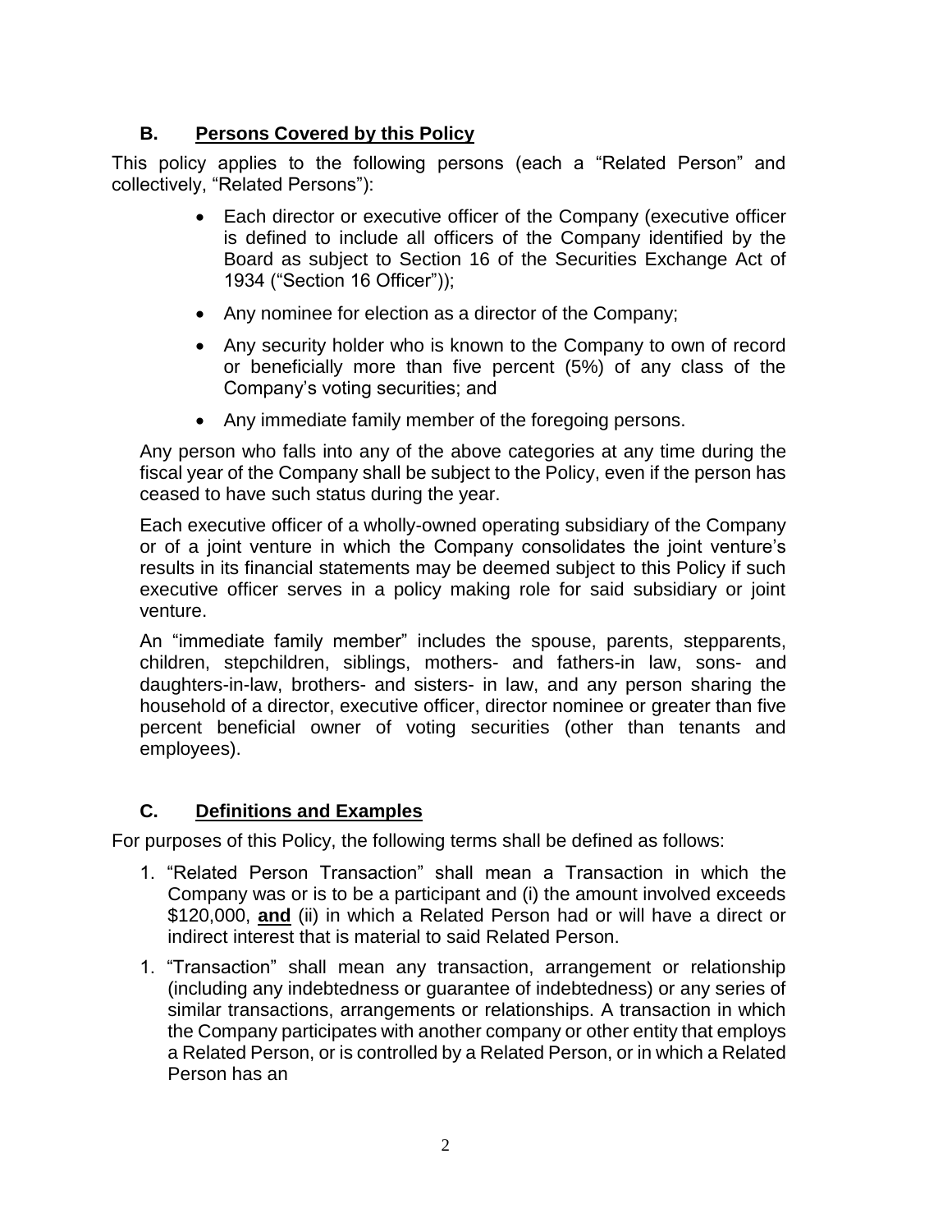## B. Persons Covered by this Policy

This policy applies to the following persons (each a "Related Person" and collectively, "Related Persons"):

- Each director or executive officer of the Company (executive officer is defined to include all officers of the Company identified by the Board as subject to Section 16 of the Securities Exchange Act of 1934 ("Section 16 Officer"));
- Any nominee for election as a director of the Company;
- Any security holder who is known to the Company to own of record or beneficially more than five percent (5%) of any class of the Company's voting securities; and
- Any immediate family member of the foregoing persons.

Any person who falls into any of the above categories at any time during the fiscal year of the Company shall be subject to the Policy, even if the person has ceased to have such status during the year.

Each executive officer of a wholly-owned operating subsidiary of the Company or of a joint venture in which the Company consolidates the joint venture's results in its financial statements may be deemed subject to this Policy if such executive officer serves in a policy making role for said subsidiary or joint venture.

An "immediate family member" includes the spouse, parents, stepparents, children, stepchildren, siblings, mothers- and fathers-in law, sons- and daughters-in-law, brothers- and sisters- in law, and any person sharing the household of a director, executive officer, director nominee or greater than five percent beneficial owner of voting securities (other than tenants and employees).

## C. Definitions and Examples

For purposes of this Policy, the following terms shall be defined as follows:

1. "Related Person Transaction" shall mean a Transaction in which the Company was or is to be a participant and (i) the amount involved exceeds $120,000, **and** (ii) in which a Related Person had or will have a direct or indirect interest that is material to said Related Person.
1. "Transaction" shall mean any transaction, arrangement or relationship (including any indebtedness or guarantee of indebtedness) or any series of similar transactions, arrangements or relationships. A transaction in which the Company participates with another company or other entity that employs a Related Person, or is controlled by a Related Person, or in which a Related Person has an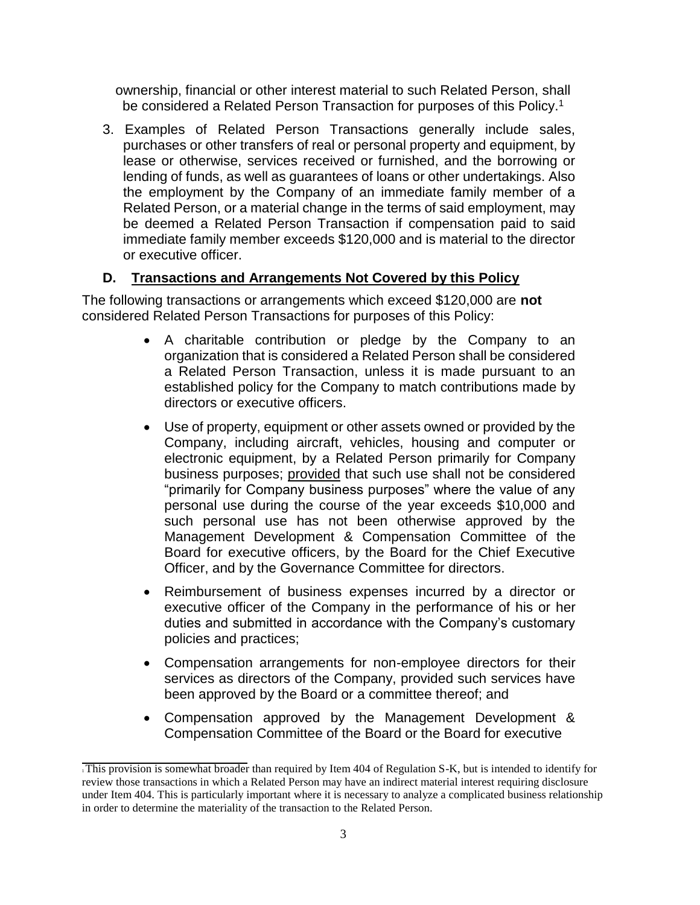ownership, financial or other interest material to such Related Person, shall be considered a Related Person Transaction for purposes of this Policy.[1]

3. Examples of Related Person Transactions generally include sales, purchases or other transfers of real or personal property and equipment, by lease or otherwise, services received or furnished, and the borrowing or lending of funds, as well as guarantees of loans or other undertakings. Also the employment by the Company of an immediate family member of a Related Person, or a material change in the terms of said employment, may be deemed a Related Person Transaction if compensation paid to said immediate family member exceeds $120,000 and is material to the director or executive officer.

### D. Transactions and Arrangements Not Covered by this Policy

The following transactions or arrangements which exceed $120,000 are **not** considered Related Person Transactions for purposes of this Policy:

- A charitable contribution or pledge by the Company to an organization that is considered a Related Person shall be considered a Related Person Transaction, unless it is made pursuant to an established policy for the Company to match contributions made by directors or executive officers.
- Use of property, equipment or other assets owned or provided by the Company, including aircraft, vehicles, housing and computer or electronic equipment, by a Related Person primarily for Company business purposes; provided that such use shall not be considered "primarily for Company business purposes" where the value of any personal use during the course of the year exceeds $10,000 and such personal use has not been otherwise approved by the Management Development & Compensation Committee of the Board for executive officers, by the Board for the Chief Executive Officer, and by the Governance Committee for directors.
- Reimbursement of business expenses incurred by a director or executive officer of the Company in the performance of his or her duties and submitted in accordance with the Company's customary policies and practices;
- Compensation arrangements for non-employee directors for their services as directors of the Company, provided such services have been approved by the Board or a committee thereof; and
- Compensation approved by the Management Development & Compensation Committee of the Board or the Board for executive

[1] This provision is somewhat broader than required by Item 404 of Regulation S-K, but is intended to identify for review those transactions in which a Related Person may have an indirect material interest requiring disclosure under Item 404. This is particularly important where it is necessary to analyze a complicated business relationship in order to determine the materiality of the transaction to the Related Person.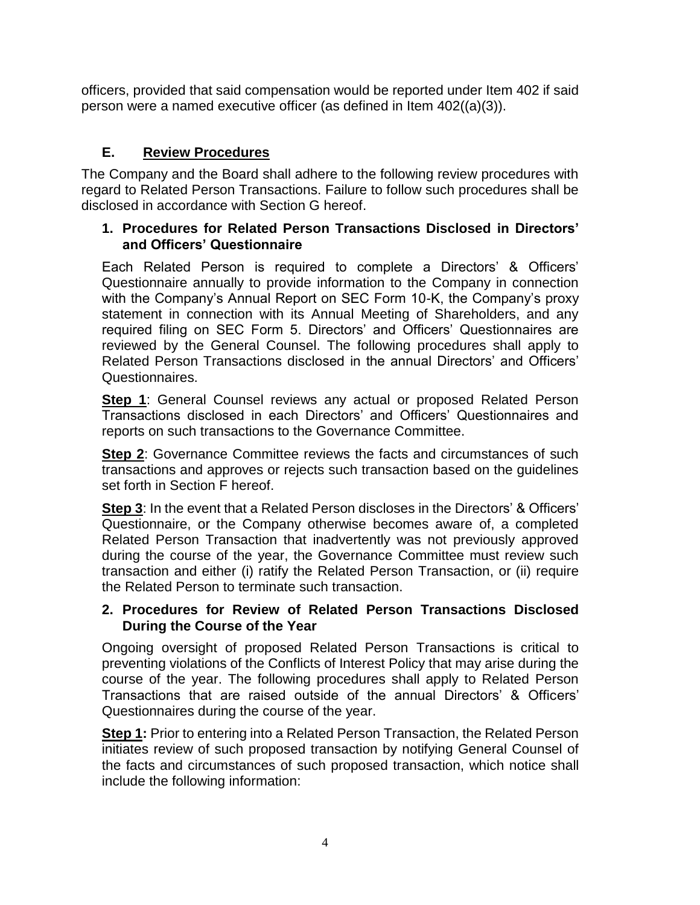officers, provided that said compensation would be reported under Item 402 if said person were a named executive officer (as defined in Item 402((a)(3)).

## E. Review Procedures

The Company and the Board shall adhere to the following review procedures with regard to Related Person Transactions. Failure to follow such procedures shall be disclosed in accordance with Section G hereof.

### 1. Procedures for Related Person Transactions Disclosed in Directors' and Officers' Questionnaire

Each Related Person is required to complete a Directors' & Officers' Questionnaire annually to provide information to the Company in connection with the Company's Annual Report on SEC Form 10-K, the Company's proxy statement in connection with its Annual Meeting of Shareholders, and any required filing on SEC Form 5. Directors' and Officers' Questionnaires are reviewed by the General Counsel. The following procedures shall apply to Related Person Transactions disclosed in the annual Directors' and Officers' Questionnaires.

**Step 1**: General Counsel reviews any actual or proposed Related Person Transactions disclosed in each Directors' and Officers' Questionnaires and reports on such transactions to the Governance Committee.

**Step 2**: Governance Committee reviews the facts and circumstances of such transactions and approves or rejects such transaction based on the guidelines set forth in Section F hereof.

**Step 3**: In the event that a Related Person discloses in the Directors' & Officers' Questionnaire, or the Company otherwise becomes aware of, a completed Related Person Transaction that inadvertently was not previously approved during the course of the year, the Governance Committee must review such transaction and either (i) ratify the Related Person Transaction, or (ii) require the Related Person to terminate such transaction.

### 2. Procedures for Review of Related Person Transactions Disclosed During the Course of the Year

Ongoing oversight of proposed Related Person Transactions is critical to preventing violations of the Conflicts of Interest Policy that may arise during the course of the year. The following procedures shall apply to Related Person Transactions that are raised outside of the annual Directors' & Officers' Questionnaires during the course of the year.

**Step 1:** Prior to entering into a Related Person Transaction, the Related Person initiates review of such proposed transaction by notifying General Counsel of the facts and circumstances of such proposed transaction, which notice shall include the following information: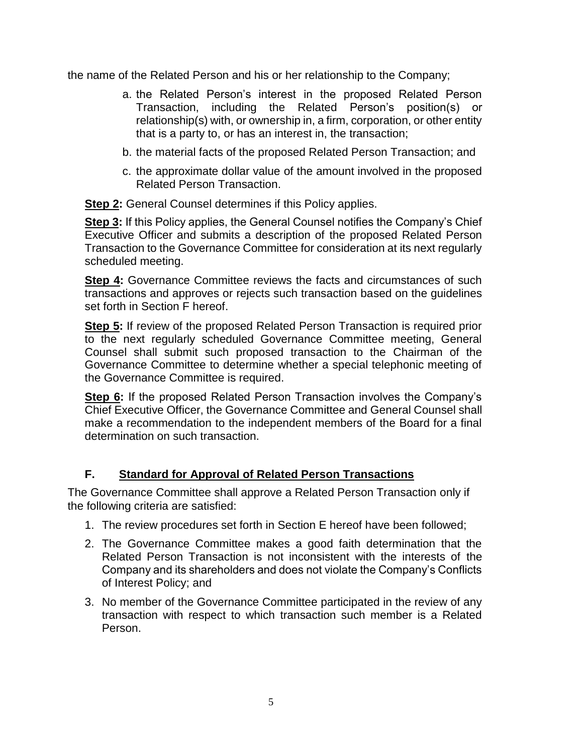the name of the Related Person and his or her relationship to the Company;

a. the Related Person's interest in the proposed Related Person Transaction, including the Related Person's position(s) or relationship(s) with, or ownership in, a firm, corporation, or other entity that is a party to, or has an interest in, the transaction;

b. the material facts of the proposed Related Person Transaction; and

c. the approximate dollar value of the amount involved in the proposed Related Person Transaction.

**Step 2:** General Counsel determines if this Policy applies.

**Step 3:** If this Policy applies, the General Counsel notifies the Company's Chief Executive Officer and submits a description of the proposed Related Person Transaction to the Governance Committee for consideration at its next regularly scheduled meeting.

**Step 4:** Governance Committee reviews the facts and circumstances of such transactions and approves or rejects such transaction based on the guidelines set forth in Section F hereof.

**Step 5:** If review of the proposed Related Person Transaction is required prior to the next regularly scheduled Governance Committee meeting, General Counsel shall submit such proposed transaction to the Chairman of the Governance Committee to determine whether a special telephonic meeting of the Governance Committee is required.

**Step 6:** If the proposed Related Person Transaction involves the Company's Chief Executive Officer, the Governance Committee and General Counsel shall make a recommendation to the independent members of the Board for a final determination on such transaction.

## F. Standard for Approval of Related Person Transactions

The Governance Committee shall approve a Related Person Transaction only if the following criteria are satisfied:

1. The review procedures set forth in Section E hereof have been followed;
2. The Governance Committee makes a good faith determination that the Related Person Transaction is not inconsistent with the interests of the Company and its shareholders and does not violate the Company's Conflicts of Interest Policy; and
3. No member of the Governance Committee participated in the review of any transaction with respect to which transaction such member is a Related Person.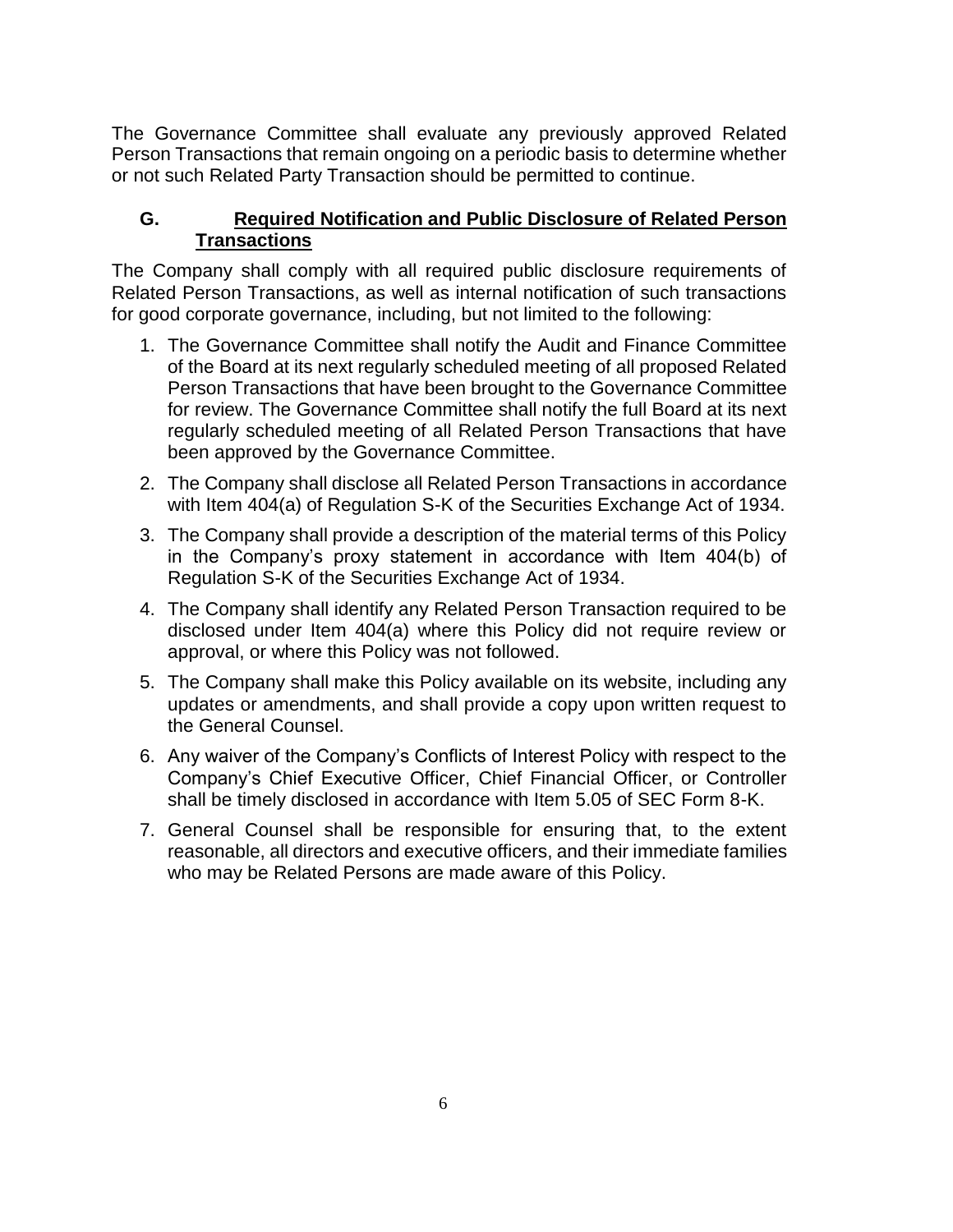The Governance Committee shall evaluate any previously approved Related Person Transactions that remain ongoing on a periodic basis to determine whether or not such Related Party Transaction should be permitted to continue.

### G. Required Notification and Public Disclosure of Related Person Transactions

The Company shall comply with all required public disclosure requirements of Related Person Transactions, as well as internal notification of such transactions for good corporate governance, including, but not limited to the following:

1. The Governance Committee shall notify the Audit and Finance Committee of the Board at its next regularly scheduled meeting of all proposed Related Person Transactions that have been brought to the Governance Committee for review. The Governance Committee shall notify the full Board at its next regularly scheduled meeting of all Related Person Transactions that have been approved by the Governance Committee.
2. The Company shall disclose all Related Person Transactions in accordance with Item 404(a) of Regulation S-K of the Securities Exchange Act of 1934.
3. The Company shall provide a description of the material terms of this Policy in the Company's proxy statement in accordance with Item 404(b) of Regulation S-K of the Securities Exchange Act of 1934.
4. The Company shall identify any Related Person Transaction required to be disclosed under Item 404(a) where this Policy did not require review or approval, or where this Policy was not followed.
5. The Company shall make this Policy available on its website, including any updates or amendments, and shall provide a copy upon written request to the General Counsel.
6. Any waiver of the Company's Conflicts of Interest Policy with respect to the Company's Chief Executive Officer, Chief Financial Officer, or Controller shall be timely disclosed in accordance with Item 5.05 of SEC Form 8-K.
7. General Counsel shall be responsible for ensuring that, to the extent reasonable, all directors and executive officers, and their immediate families who may be Related Persons are made aware of this Policy.